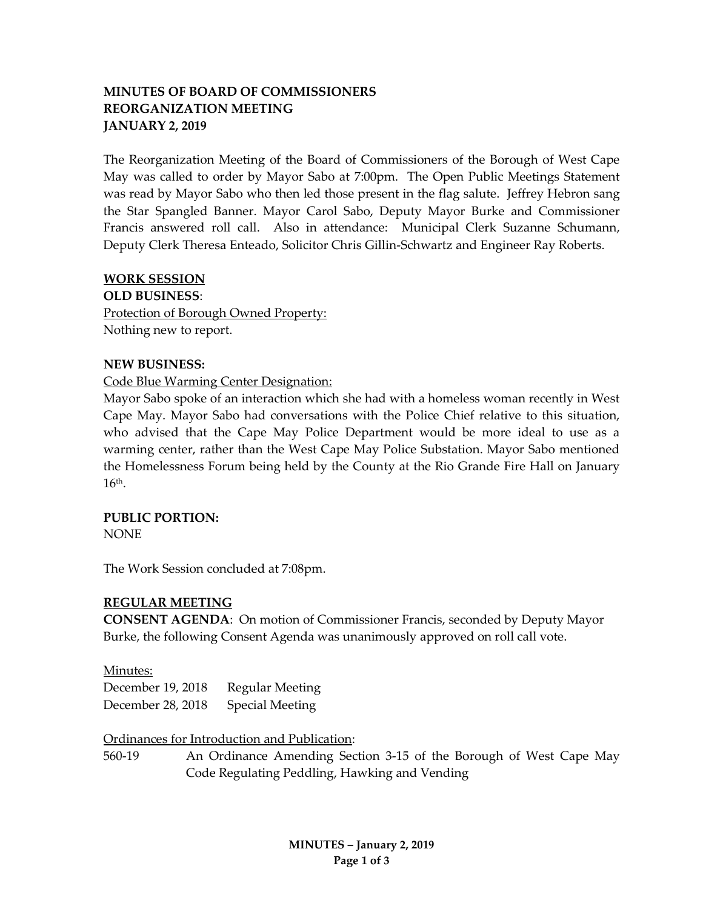**MINUTES OF BOARD OF COMMISSIONERS**
**REORGANIZATION MEETING**
**JANUARY 2, 2019**

The Reorganization Meeting of the Board of Commissioners of the Borough of West Cape May was called to order by Mayor Sabo at 7:00pm. The Open Public Meetings Statement was read by Mayor Sabo who then led those present in the flag salute. Jeffrey Hebron sang the Star Spangled Banner. Mayor Carol Sabo, Deputy Mayor Burke and Commissioner Francis answered roll call. Also in attendance: Municipal Clerk Suzanne Schumann, Deputy Clerk Theresa Enteado, Solicitor Chris Gillin-Schwartz and Engineer Ray Roberts.

**WORK SESSION**

**OLD BUSINESS**:

Protection of Borough Owned Property:
Nothing new to report.

**NEW BUSINESS:**

Code Blue Warming Center Designation:
Mayor Sabo spoke of an interaction which she had with a homeless woman recently in West Cape May. Mayor Sabo had conversations with the Police Chief relative to this situation, who advised that the Cape May Police Department would be more ideal to use as a warming center, rather than the West Cape May Police Substation. Mayor Sabo mentioned the Homelessness Forum being held by the County at the Rio Grande Fire Hall on January 16th.

**PUBLIC PORTION:**
NONE

The Work Session concluded at 7:08pm.

**REGULAR MEETING**

**CONSENT AGENDA**: On motion of Commissioner Francis, seconded by Deputy Mayor Burke, the following Consent Agenda was unanimously approved on roll call vote.

Minutes:

| | |
|---|---|
| December 19, 2018 | Regular Meeting |
| December 28, 2018 | Special Meeting |

Ordinances for Introduction and Publication:

560-19 An Ordinance Amending Section 3-15 of the Borough of West Cape May Code Regulating Peddling, Hawking and Vending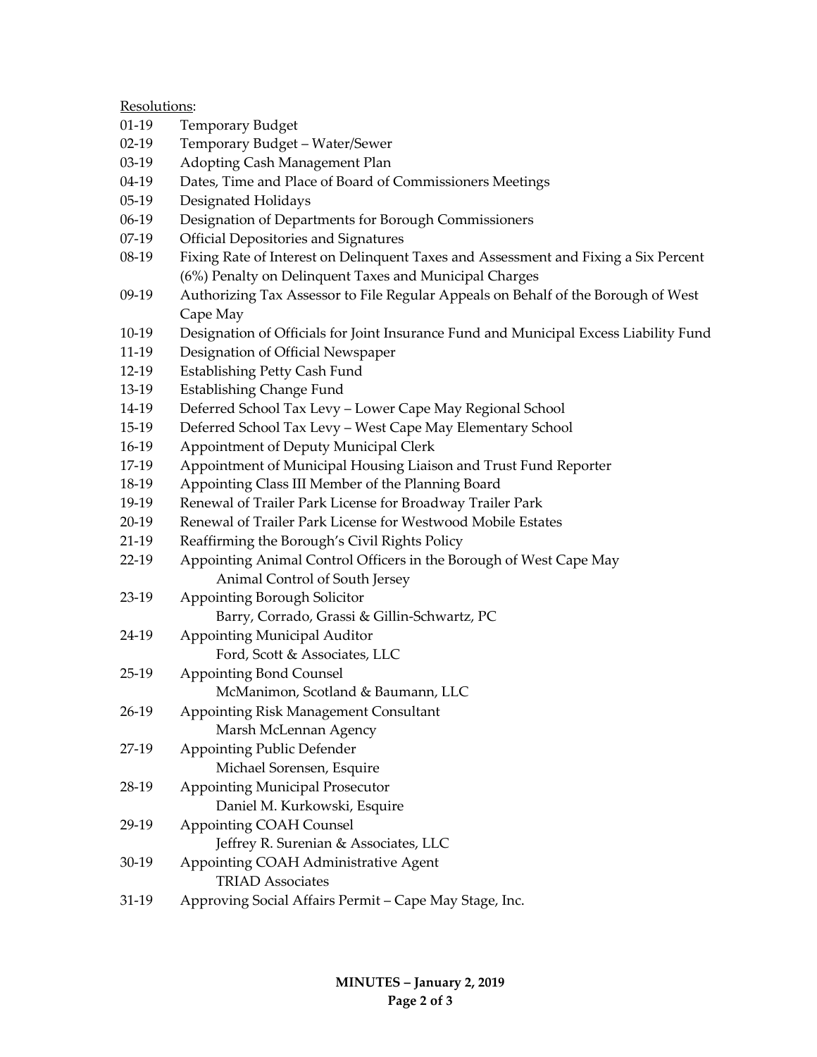Resolutions:

01-19 Temporary Budget
02-19 Temporary Budget – Water/Sewer
03-19 Adopting Cash Management Plan
04-19 Dates, Time and Place of Board of Commissioners Meetings
05-19 Designated Holidays
06-19 Designation of Departments for Borough Commissioners
07-19 Official Depositories and Signatures
08-19 Fixing Rate of Interest on Delinquent Taxes and Assessment and Fixing a Six Percent (6%) Penalty on Delinquent Taxes and Municipal Charges
09-19 Authorizing Tax Assessor to File Regular Appeals on Behalf of the Borough of West Cape May
10-19 Designation of Officials for Joint Insurance Fund and Municipal Excess Liability Fund
11-19 Designation of Official Newspaper
12-19 Establishing Petty Cash Fund
13-19 Establishing Change Fund
14-19 Deferred School Tax Levy – Lower Cape May Regional School
15-19 Deferred School Tax Levy – West Cape May Elementary School
16-19 Appointment of Deputy Municipal Clerk
17-19 Appointment of Municipal Housing Liaison and Trust Fund Reporter
18-19 Appointing Class III Member of the Planning Board
19-19 Renewal of Trailer Park License for Broadway Trailer Park
20-19 Renewal of Trailer Park License for Westwood Mobile Estates
21-19 Reaffirming the Borough's Civil Rights Policy
22-19 Appointing Animal Control Officers in the Borough of West Cape May
    Animal Control of South Jersey
23-19 Appointing Borough Solicitor
    Barry, Corrado, Grassi & Gillin-Schwartz, PC
24-19 Appointing Municipal Auditor
    Ford, Scott & Associates, LLC
25-19 Appointing Bond Counsel
    McManimon, Scotland & Baumann, LLC
26-19 Appointing Risk Management Consultant
    Marsh McLennan Agency
27-19 Appointing Public Defender
    Michael Sorensen, Esquire
28-19 Appointing Municipal Prosecutor
    Daniel M. Kurkowski, Esquire
29-19 Appointing COAH Counsel
    Jeffrey R. Surenian & Associates, LLC
30-19 Appointing COAH Administrative Agent
    TRIAD Associates
31-19 Approving Social Affairs Permit – Cape May Stage, Inc.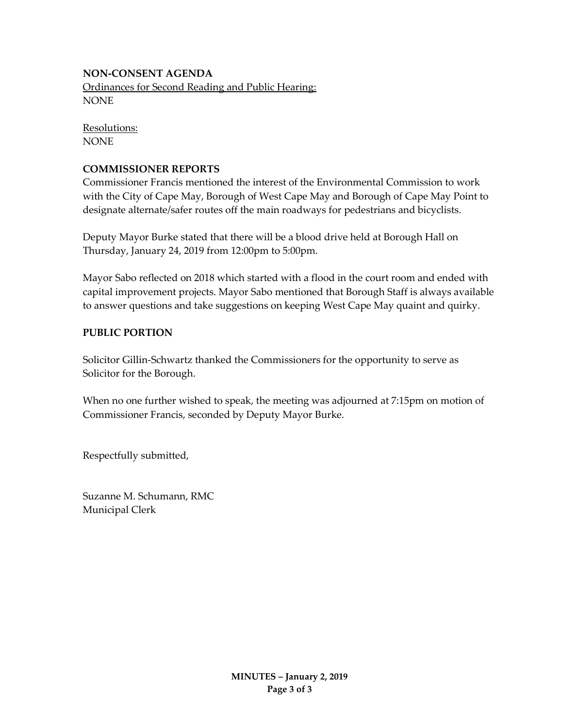**NON-CONSENT AGENDA**

Ordinances for Second Reading and Public Hearing:
NONE

Resolutions:
NONE

**COMMISSIONER REPORTS**

Commissioner Francis mentioned the interest of the Environmental Commission to work with the City of Cape May, Borough of West Cape May and Borough of Cape May Point to designate alternate/safer routes off the main roadways for pedestrians and bicyclists.

Deputy Mayor Burke stated that there will be a blood drive held at Borough Hall on Thursday, January 24, 2019 from 12:00pm to 5:00pm.

Mayor Sabo reflected on 2018 which started with a flood in the court room and ended with capital improvement projects. Mayor Sabo mentioned that Borough Staff is always available to answer questions and take suggestions on keeping West Cape May quaint and quirky.

**PUBLIC PORTION**

Solicitor Gillin-Schwartz thanked the Commissioners for the opportunity to serve as Solicitor for the Borough.

When no one further wished to speak, the meeting was adjourned at 7:15pm on motion of Commissioner Francis, seconded by Deputy Mayor Burke.

Respectfully submitted,

Suzanne M. Schumann, RMC
Municipal Clerk